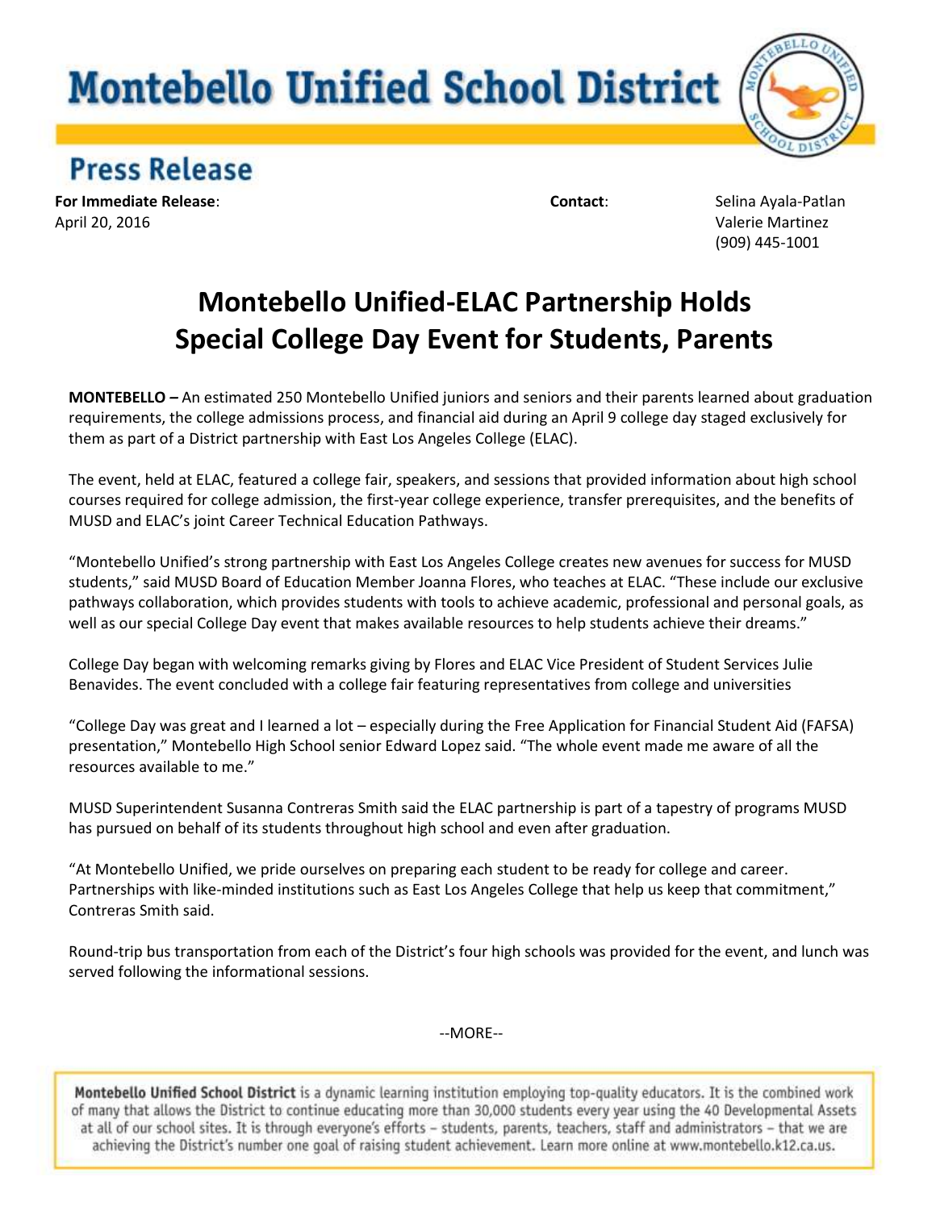# Montebello Unified School District

## Press Release

**For Immediate Release**:
April 20, 2016

**Contact**: Selina Ayala-Patlan
Valerie Martinez
(909) 445-1001

# Montebello Unified-ELAC Partnership Holds Special College Day Event for Students, Parents

**MONTEBELLO –** An estimated 250 Montebello Unified juniors and seniors and their parents learned about graduation requirements, the college admissions process, and financial aid during an April 9 college day staged exclusively for them as part of a District partnership with East Los Angeles College (ELAC).

The event, held at ELAC, featured a college fair, speakers, and sessions that provided information about high school courses required for college admission, the first-year college experience, transfer prerequisites, and the benefits of MUSD and ELAC's joint Career Technical Education Pathways.

"Montebello Unified's strong partnership with East Los Angeles College creates new avenues for success for MUSD students," said MUSD Board of Education Member Joanna Flores, who teaches at ELAC. "These include our exclusive pathways collaboration, which provides students with tools to achieve academic, professional and personal goals, as well as our special College Day event that makes available resources to help students achieve their dreams."

College Day began with welcoming remarks giving by Flores and ELAC Vice President of Student Services Julie Benavides. The event concluded with a college fair featuring representatives from college and universities

"College Day was great and I learned a lot – especially during the Free Application for Financial Student Aid (FAFSA) presentation," Montebello High School senior Edward Lopez said. "The whole event made me aware of all the resources available to me."

MUSD Superintendent Susanna Contreras Smith said the ELAC partnership is part of a tapestry of programs MUSD has pursued on behalf of its students throughout high school and even after graduation.

"At Montebello Unified, we pride ourselves on preparing each student to be ready for college and career. Partnerships with like-minded institutions such as East Los Angeles College that help us keep that commitment," Contreras Smith said.

Round-trip bus transportation from each of the District's four high schools was provided for the event, and lunch was served following the informational sessions.

--MORE--

**Montebello Unified School District** is a dynamic learning institution employing top-quality educators. It is the combined work of many that allows the District to continue educating more than 30,000 students every year using the 40 Developmental Assets at all of our school sites. It is through everyone's efforts – students, parents, teachers, staff and administrators – that we are achieving the District's number one goal of raising student achievement. Learn more online at www.montebello.k12.ca.us.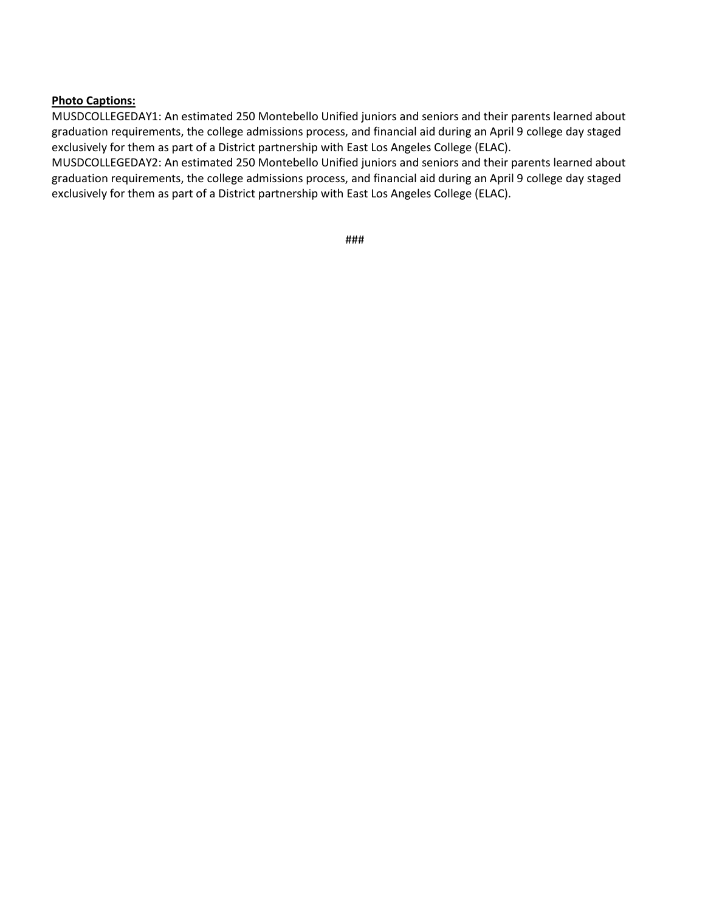**Photo Captions:**

MUSDCOLLEGEDAY1: An estimated 250 Montebello Unified juniors and seniors and their parents learned about graduation requirements, the college admissions process, and financial aid during an April 9 college day staged exclusively for them as part of a District partnership with East Los Angeles College (ELAC).

MUSDCOLLEGEDAY2: An estimated 250 Montebello Unified juniors and seniors and their parents learned about graduation requirements, the college admissions process, and financial aid during an April 9 college day staged exclusively for them as part of a District partnership with East Los Angeles College (ELAC).

###